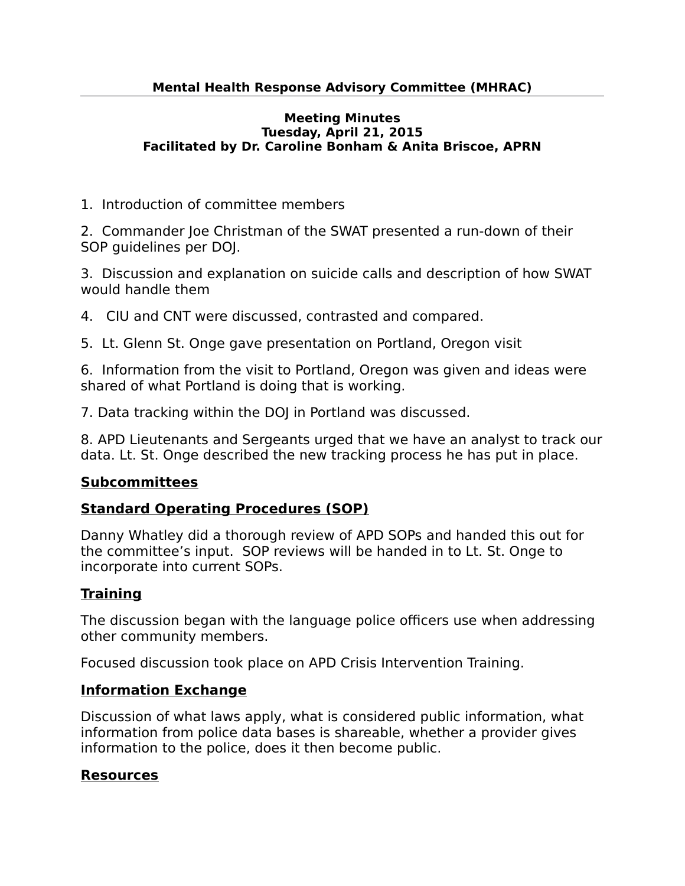# Mental Health Response Advisory Committee (MHRAC)

**Meeting Minutes**
**Tuesday, April 21, 2015**
**Facilitated by Dr. Caroline Bonham & Anita Briscoe, APRN**

1. Introduction of committee members

2. Commander Joe Christman of the SWAT presented a run-down of their SOP guidelines per DOJ.

3. Discussion and explanation on suicide calls and description of how SWAT would handle them

4. CIU and CNT were discussed, contrasted and compared.

5. Lt. Glenn St. Onge gave presentation on Portland, Oregon visit

6. Information from the visit to Portland, Oregon was given and ideas were shared of what Portland is doing that is working.

7. Data tracking within the DOJ in Portland was discussed.

8. APD Lieutenants and Sergeants urged that we have an analyst to track our data. Lt. St. Onge described the new tracking process he has put in place.

## Subcommittees

## Standard Operating Procedures (SOP)

Danny Whatley did a thorough review of APD SOPs and handed this out for the committee's input. SOP reviews will be handed in to Lt. St. Onge to incorporate into current SOPs.

## Training

The discussion began with the language police officers use when addressing other community members.

Focused discussion took place on APD Crisis Intervention Training.

## Information Exchange

Discussion of what laws apply, what is considered public information, what information from police data bases is shareable, whether a provider gives information to the police, does it then become public.

## Resources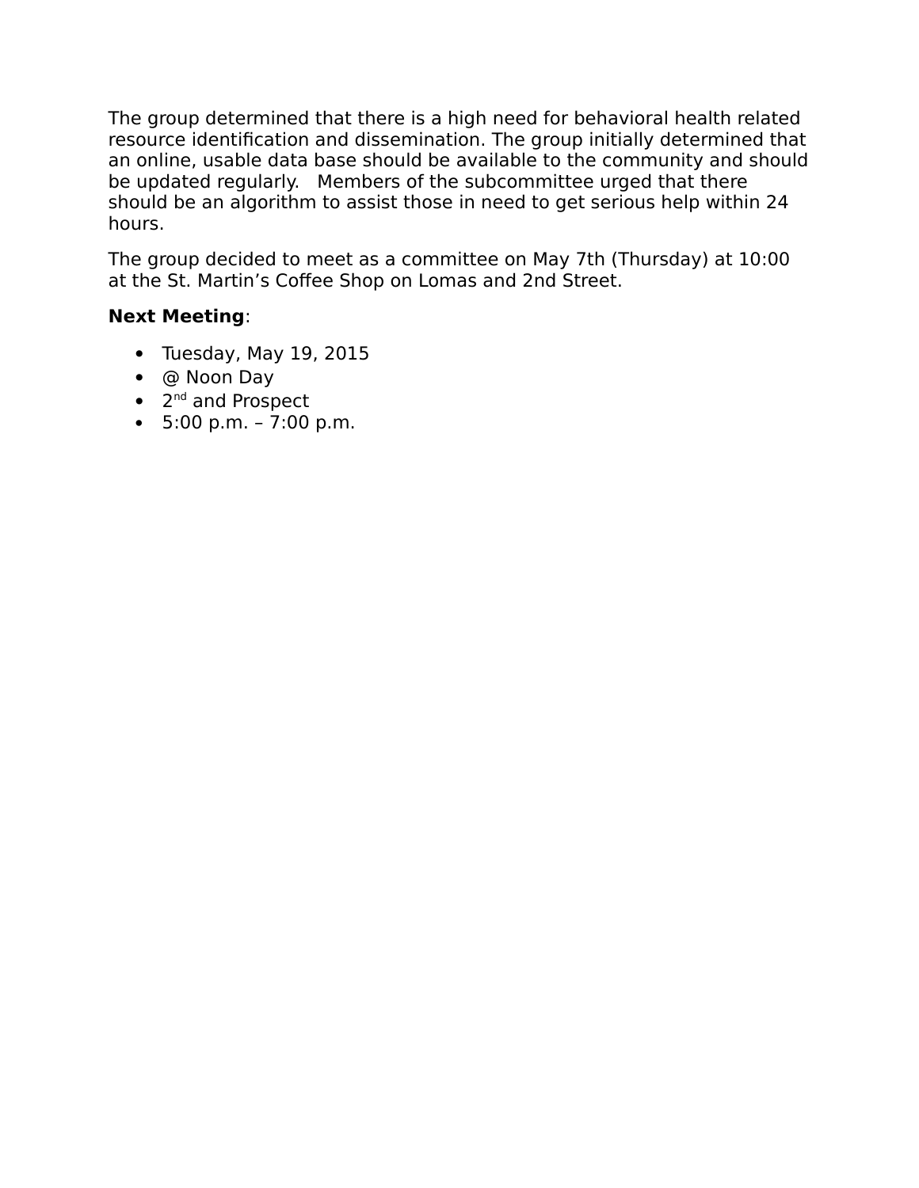The group determined that there is a high need for behavioral health related resource identification and dissemination. The group initially determined that an online, usable data base should be available to the community and should be updated regularly. Members of the subcommittee urged that there should be an algorithm to assist those in need to get serious help within 24 hours.

The group decided to meet as a committee on May 7th (Thursday) at 10:00 at the St. Martin's Coffee Shop on Lomas and 2nd Street.

**Next Meeting**:

- Tuesday, May 19, 2015
- @ Noon Day
- 2nd and Prospect
- 5:00 p.m. – 7:00 p.m.